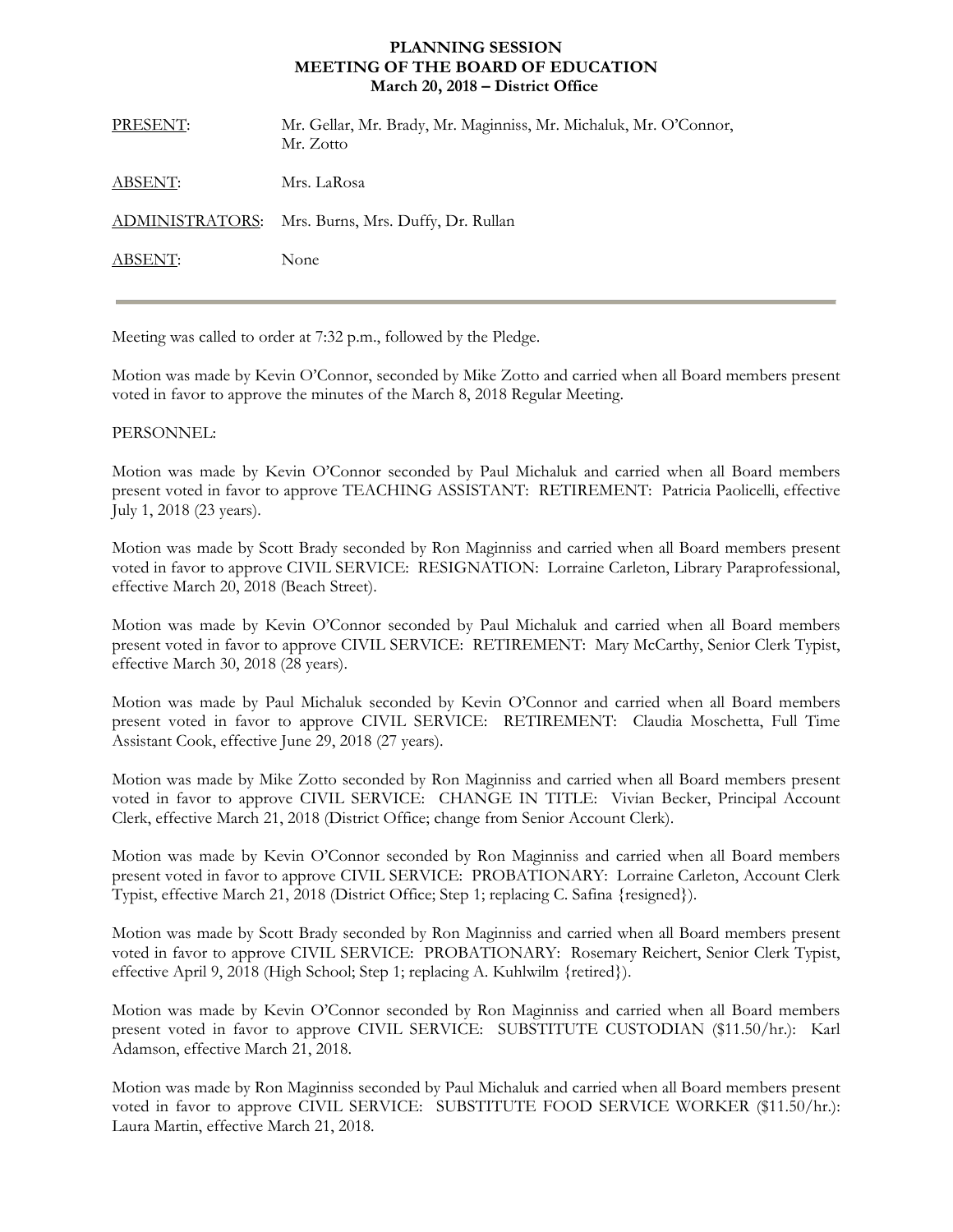**PLANNING SESSION**
**MEETING OF THE BOARD OF EDUCATION**
**March 20, 2018 – District Office**

| | |
|---|---|
| PRESENT: | Mr. Gellar, Mr. Brady, Mr. Maginniss, Mr. Michaluk, Mr. O'Connor, Mr. Zotto |
| ABSENT: | Mrs. LaRosa |
| ADMINISTRATORS: | Mrs. Burns, Mrs. Duffy, Dr. Rullan |
| ABSENT: | None |

---

Meeting was called to order at 7:32 p.m., followed by the Pledge.

Motion was made by Kevin O'Connor, seconded by Mike Zotto and carried when all Board members present voted in favor to approve the minutes of the March 8, 2018 Regular Meeting.

PERSONNEL:

Motion was made by Kevin O'Connor seconded by Paul Michaluk and carried when all Board members present voted in favor to approve TEACHING ASSISTANT: RETIREMENT: Patricia Paolicelli, effective July 1, 2018 (23 years).

Motion was made by Scott Brady seconded by Ron Maginniss and carried when all Board members present voted in favor to approve CIVIL SERVICE: RESIGNATION: Lorraine Carleton, Library Paraprofessional, effective March 20, 2018 (Beach Street).

Motion was made by Kevin O'Connor seconded by Paul Michaluk and carried when all Board members present voted in favor to approve CIVIL SERVICE: RETIREMENT: Mary McCarthy, Senior Clerk Typist, effective March 30, 2018 (28 years).

Motion was made by Paul Michaluk seconded by Kevin O'Connor and carried when all Board members present voted in favor to approve CIVIL SERVICE: RETIREMENT: Claudia Moschetta, Full Time Assistant Cook, effective June 29, 2018 (27 years).

Motion was made by Mike Zotto seconded by Ron Maginniss and carried when all Board members present voted in favor to approve CIVIL SERVICE: CHANGE IN TITLE: Vivian Becker, Principal Account Clerk, effective March 21, 2018 (District Office; change from Senior Account Clerk).

Motion was made by Kevin O'Connor seconded by Ron Maginniss and carried when all Board members present voted in favor to approve CIVIL SERVICE: PROBATIONARY: Lorraine Carleton, Account Clerk Typist, effective March 21, 2018 (District Office; Step 1; replacing C. Safina {resigned}).

Motion was made by Scott Brady seconded by Ron Maginniss and carried when all Board members present voted in favor to approve CIVIL SERVICE: PROBATIONARY: Rosemary Reichert, Senior Clerk Typist, effective April 9, 2018 (High School; Step 1; replacing A. Kuhlwilm {retired}).

Motion was made by Kevin O'Connor seconded by Ron Maginniss and carried when all Board members present voted in favor to approve CIVIL SERVICE: SUBSTITUTE CUSTODIAN ($11.50/hr.): Karl Adamson, effective March 21, 2018.

Motion was made by Ron Maginniss seconded by Paul Michaluk and carried when all Board members present voted in favor to approve CIVIL SERVICE: SUBSTITUTE FOOD SERVICE WORKER ($11.50/hr.): Laura Martin, effective March 21, 2018.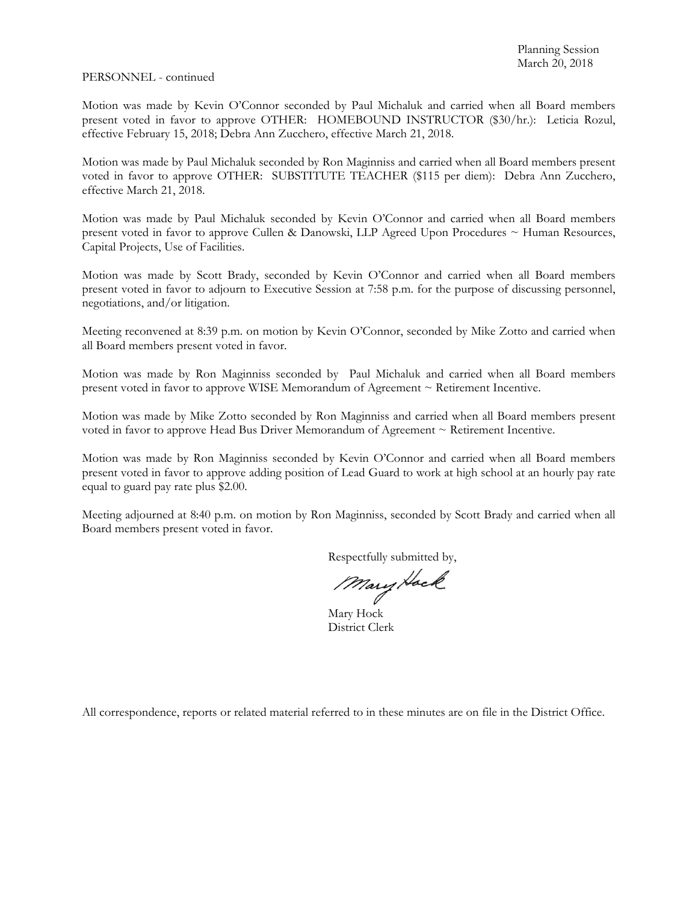PERSONNEL - continued

Motion was made by Kevin O'Connor seconded by Paul Michaluk and carried when all Board members present voted in favor to approve OTHER: HOMEBOUND INSTRUCTOR ($30/hr.): Leticia Rozul, effective February 15, 2018; Debra Ann Zucchero, effective March 21, 2018.

Motion was made by Paul Michaluk seconded by Ron Maginniss and carried when all Board members present voted in favor to approve OTHER: SUBSTITUTE TEACHER ($115 per diem): Debra Ann Zucchero, effective March 21, 2018.

Motion was made by Paul Michaluk seconded by Kevin O'Connor and carried when all Board members present voted in favor to approve Cullen & Danowski, LLP Agreed Upon Procedures ~ Human Resources, Capital Projects, Use of Facilities.

Motion was made by Scott Brady, seconded by Kevin O'Connor and carried when all Board members present voted in favor to adjourn to Executive Session at 7:58 p.m. for the purpose of discussing personnel, negotiations, and/or litigation.

Meeting reconvened at 8:39 p.m. on motion by Kevin O'Connor, seconded by Mike Zotto and carried when all Board members present voted in favor.

Motion was made by Ron Maginniss seconded by Paul Michaluk and carried when all Board members present voted in favor to approve WISE Memorandum of Agreement ~ Retirement Incentive.

Motion was made by Mike Zotto seconded by Ron Maginniss and carried when all Board members present voted in favor to approve Head Bus Driver Memorandum of Agreement ~ Retirement Incentive.

Motion was made by Ron Maginniss seconded by Kevin O'Connor and carried when all Board members present voted in favor to approve adding position of Lead Guard to work at high school at an hourly pay rate equal to guard pay rate plus $2.00.

Meeting adjourned at 8:40 p.m. on motion by Ron Maginniss, seconded by Scott Brady and carried when all Board members present voted in favor.

Respectfully submitted by,

Mary Hock

Mary Hock
District Clerk

All correspondence, reports or related material referred to in these minutes are on file in the District Office.